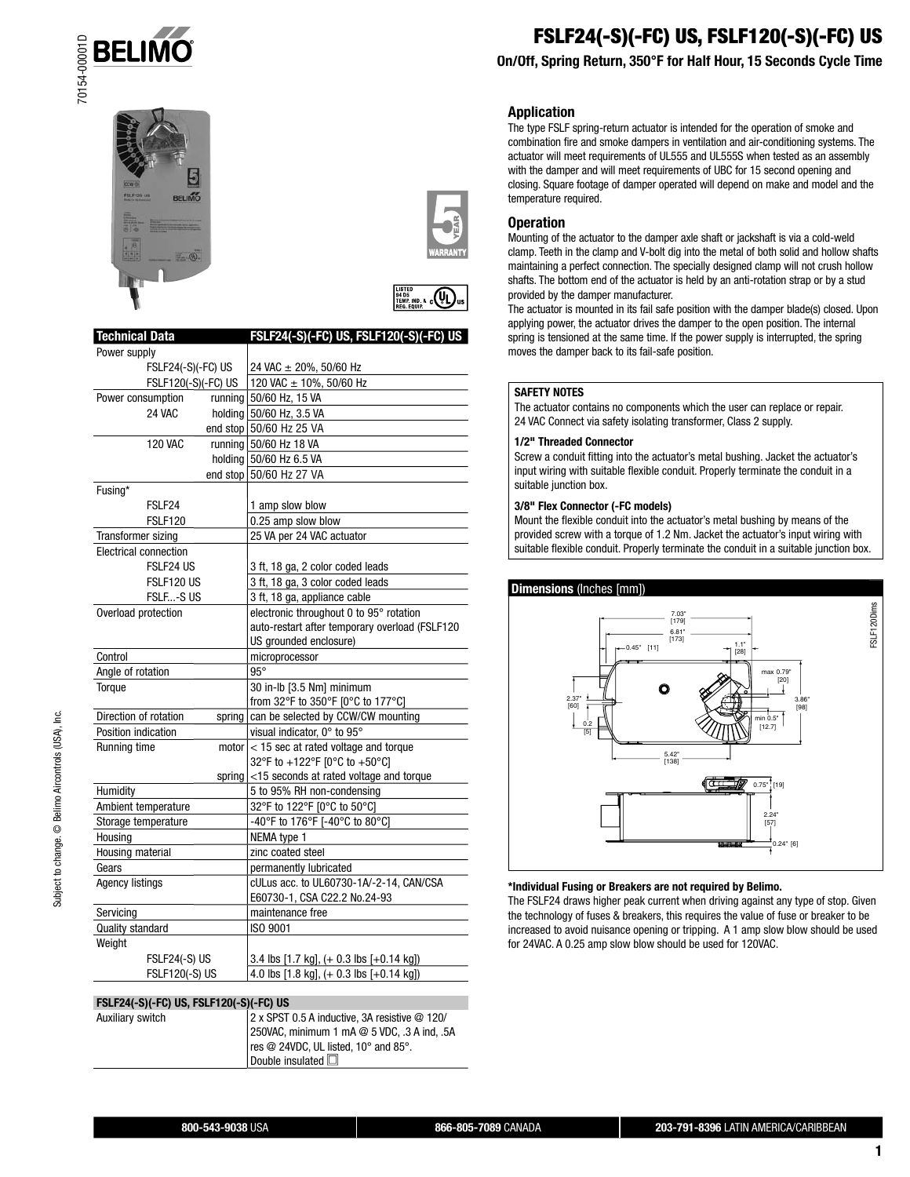# FSLF24(-S)(-FC) US, FSLF120(-S)(-FC) US

**On/Off, Spring Return, 350°F for Half Hour, 15 Seconds Cycle Time**

| Technical Data | | FSLF24(-S)(-FC) US, FSLF120(-S)(-FC) US |
|---|---|---|
| Power supply | | |
| FSLF24(-S)(-FC) US | | 24 VAC ± 20%, 50/60 Hz |
| FSLF120(-S)(-FC) US | | 120 VAC ± 10%, 50/60 Hz |
| Power consumption | running | 50/60 Hz, 15 VA |
| 24 VAC | holding | 50/60 Hz, 3.5 VA |
| | end stop | 50/60 Hz 25 VA |
| 120 VAC | running | 50/60 Hz 18 VA |
| | holding | 50/60 Hz 6.5 VA |
| | end stop | 50/60 Hz 27 VA |
| Fusing* | | |
| FSLF24 | | 1 amp slow blow |
| FSLF120 | | 0.25 amp slow blow |
| Transformer sizing | | 25 VA per 24 VAC actuator |
| Electrical connection | | |
| FSLF24 US | | 3 ft, 18 ga, 2 color coded leads |
| FSLF120 US | | 3 ft, 18 ga, 3 color coded leads |
| FSLF...-S US | | 3 ft, 18 ga, appliance cable |
| Overload protection | | electronic throughout 0 to 95° rotation auto-restart after temporary overload (FSLF120 US grounded enclosure) |
| Control | | microprocessor |
| Angle of rotation | | 95° |
| Torque | | 30 in-lb [3.5 Nm] minimum from 32°F to 350°F [0°C to 177°C] |
| Direction of rotation | spring | can be selected by CCW/CW mounting |
| Position indication | | visual indicator, 0° to 95° |
| Running time | motor | < 15 sec at rated voltage and torque 32°F to +122°F [0°C to +50°C] |
| | spring | <15 seconds at rated voltage and torque |
| Humidity | | 5 to 95% RH non-condensing |
| Ambient temperature | | 32°F to 122°F [0°C to 50°C] |
| Storage temperature | | -40°F to 176°F [-40°C to 80°C] |
| Housing | | NEMA type 1 |
| Housing material | | zinc coated steel |
| Gears | | permanently lubricated |
| Agency listings | | cULus acc. to UL60730-1A/-2-14, CAN/CSA E60730-1, CSA C22.2 No.24-93 |
| Servicing | | maintenance free |
| Quality standard | | ISO 9001 |
| Weight | | |
| FSLF24(-S) US | | 3.4 lbs [1.7 kg], (+ 0.3 lbs [+0.14 kg]) |
| FSLF120(-S) US | | 4.0 lbs [1.8 kg], (+ 0.3 lbs [+0.14 kg]) |

| FSLF24(-S)(-FC) US, FSLF120(-S)(-FC) US | |
|---|---|
| Auxiliary switch | 2 x SPST 0.5 A inductive, 3A resistive @ 120/250VAC, minimum 1 mA @ 5 VDC, .3 A ind, .5A res @ 24VDC, UL listed, 10° and 85°. Double insulated ☐ |

## Application

The type FSLF spring-return actuator is intended for the operation of smoke and combination fire and smoke dampers in ventilation and air-conditioning systems. The actuator will meet requirements of UL555 and UL555S when tested as an assembly with the damper and will meet requirements of UBC for 15 second opening and closing. Square footage of damper operated will depend on make and model and the temperature required.

## Operation

Mounting of the actuator to the damper axle shaft or jackshaft is via a cold-weld clamp. Teeth in the clamp and V-bolt dig into the metal of both solid and hollow shafts maintaining a perfect connection. The specially designed clamp will not crush hollow shafts. The bottom end of the actuator is held by an anti-rotation strap or by a stud provided by the damper manufacturer.

The actuator is mounted in its fail safe position with the damper blade(s) closed. Upon applying power, the actuator drives the damper to the open position. The internal spring is tensioned at the same time. If the power supply is interrupted, the spring moves the damper back to its fail-safe position.

**SAFETY NOTES**

The actuator contains no components which the user can replace or repair. 24 VAC Connect via safety isolating transformer, Class 2 supply.

**1/2" Threaded Connector**

Screw a conduit fitting into the actuator's metal bushing. Jacket the actuator's input wiring with suitable flexible conduit. Properly terminate the conduit in a suitable junction box.

**3/8" Flex Connector (-FC models)**

Mount the flexible conduit into the actuator's metal bushing by means of the provided screw with a torque of 1.2 Nm. Jacket the actuator's input wiring with suitable flexible conduit. Properly terminate the conduit in a suitable junction box.

## Dimensions (Inches [mm])

7.03" [179]; 6.81" [173]; 0.45" [11]; 1.1" [28]; max 0.79" [20]; 2.37" [60]; 3.86" [98]; min 0.5" [12.7]; 0.2 [5]; 5.42" [138]; 0.75" [19]; 2.24" [57]; 0.24" [6]

FSLF120Dims

**\*Individual Fusing or Breakers are not required by Belimo.**

The FSLF24 draws higher peak current when driving against any type of stop. Given the technology of fuses & breakers, this requires the value of fuse or breaker to be increased to avoid nuisance opening or tripping. A 1 amp slow blow should be used for 24VAC. A 0.25 amp slow blow should be used for 120VAC.

**800-543-9038** USA | **866-805-7089** CANADA | **203-791-8396** LATIN AMERICA/CARIBBEAN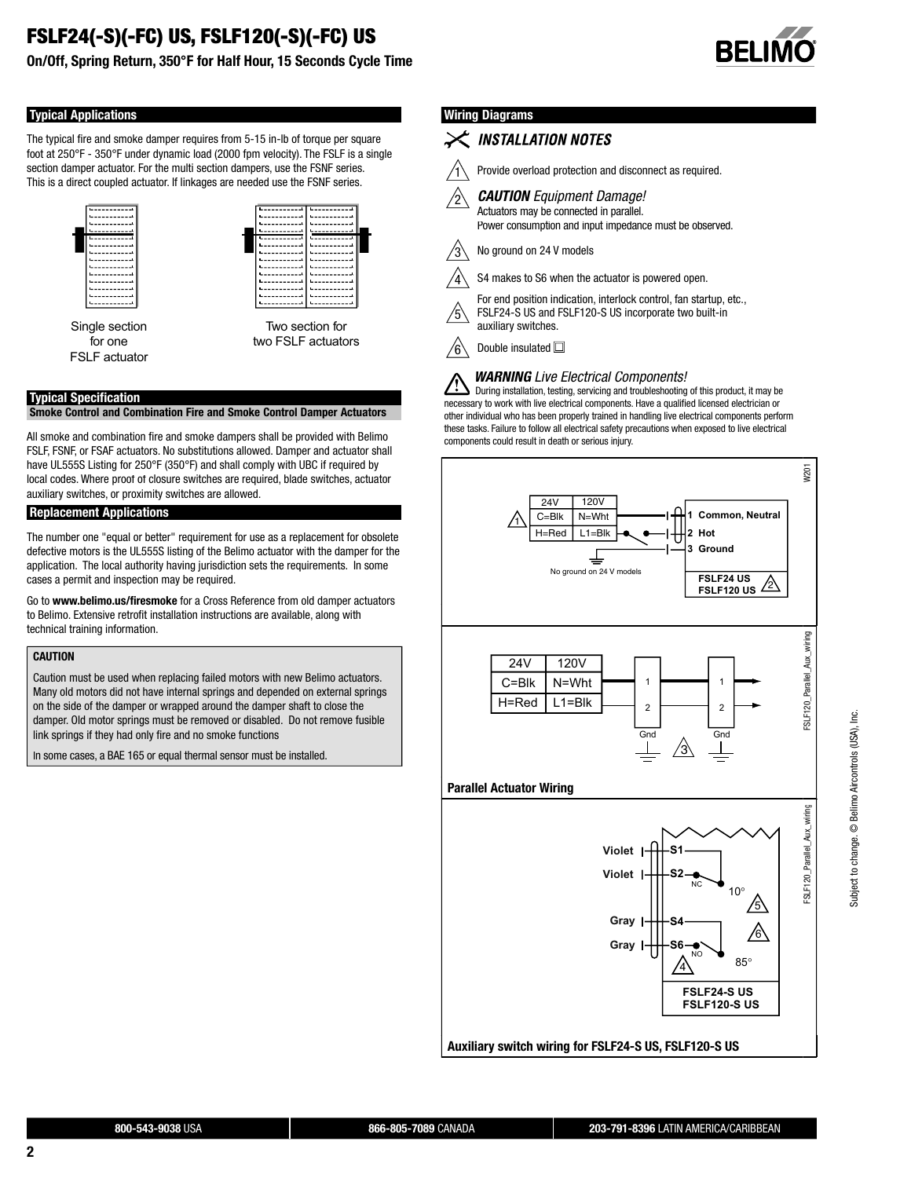# FSLF24(-S)(-FC) US, FSLF120(-S)(-FC) US

**On/Off, Spring Return, 350°F for Half Hour, 15 Seconds Cycle Time**

## Typical Applications

The typical fire and smoke damper requires from 5-15 in-lb of torque per square foot at 250°F - 350°F under dynamic load (2000 fpm velocity). The FSLF is a single section damper actuator. For the multi section dampers, use the FSNF series. This is a direct coupled actuator. If linkages are needed use the FSNF series.

Single section for one FSLF actuator

Two section for two FSLF actuators

## Typical Specification

**Smoke Control and Combination Fire and Smoke Control Damper Actuators**

All smoke and combination fire and smoke dampers shall be provided with Belimo FSLF, FSNF, or FSAF actuators. No substitutions allowed. Damper and actuator shall have UL555S Listing for 250°F (350°F) and shall comply with UBC if required by local codes. Where proof of closure switches are required, blade switches, actuator auxiliary switches, or proximity switches are allowed.

## Replacement Applications

The number one "equal or better" requirement for use as a replacement for obsolete defective motors is the UL555S listing of the Belimo actuator with the damper for the application. The local authority having jurisdiction sets the requirements. In some cases a permit and inspection may be required.

Go to **www.belimo.us/firesmoke** for a Cross Reference from old damper actuators to Belimo. Extensive retrofit installation instructions are available, along with technical training information.

**CAUTION**

Caution must be used when replacing failed motors with new Belimo actuators. Many old motors did not have internal springs and depended on external springs on the side of the damper or wrapped around the damper shaft to close the damper. Old motor springs must be removed or disabled. Do not remove fusible link springs if they had only fire and no smoke functions

In some cases, a BAE 165 or equal thermal sensor must be installed.

## Wiring Diagrams

### *INSTALLATION NOTES*

1. Provide overload protection and disconnect as required.
2. ***CAUTION*** *Equipment Damage!* Actuators may be connected in parallel. Power consumption and input impedance must be observed.
3. No ground on 24 V models
4. S4 makes to S6 when the actuator is powered open.
5. For end position indication, interlock control, fan startup, etc., FSLF24-S US and FSLF120-S US incorporate two built-in auxiliary switches.
6. Double insulated ▢

***WARNING*** *Live Electrical Components!*
During installation, testing, servicing and troubleshooting of this product, it may be necessary to work with live electrical components. Have a qualified licensed electrician or other individual who has been properly trained in handling live electrical components perform these tasks. Failure to follow all electrical safety precautions when exposed to live electrical components could result in death or serious injury.

W201

| 24V | 120V |
|---|---|
| C=Blk | N=Wht |
| H=Red | L1=Blk |

1 Common, Neutral
2 Hot
3 Ground

No ground on 24 V models

FSLF24 US
FSLF120 US

FSLF120_Parallel_Aux_wiring

| 24V | 120V |
|---|---|
| C=Blk | N=Wht |
| H=Red | L1=Blk |

1
2
Gnd
1
2
Gnd

**Parallel Actuator Wiring**

FSLF120_Parallel_Aux_wiring

Violet S1
Violet S2 NC 10°
Gray S4
Gray S6 NO 85°

FSLF24-S US
FSLF120-S US

**Auxiliary switch wiring for FSLF24-S US, FSLF120-S US**

Subject to change. © Belimo Aircontrols (USA), Inc.

**800-543-9038** USA | **866-805-7089** CANADA | **203-791-8396** LATIN AMERICA/CARIBBEAN